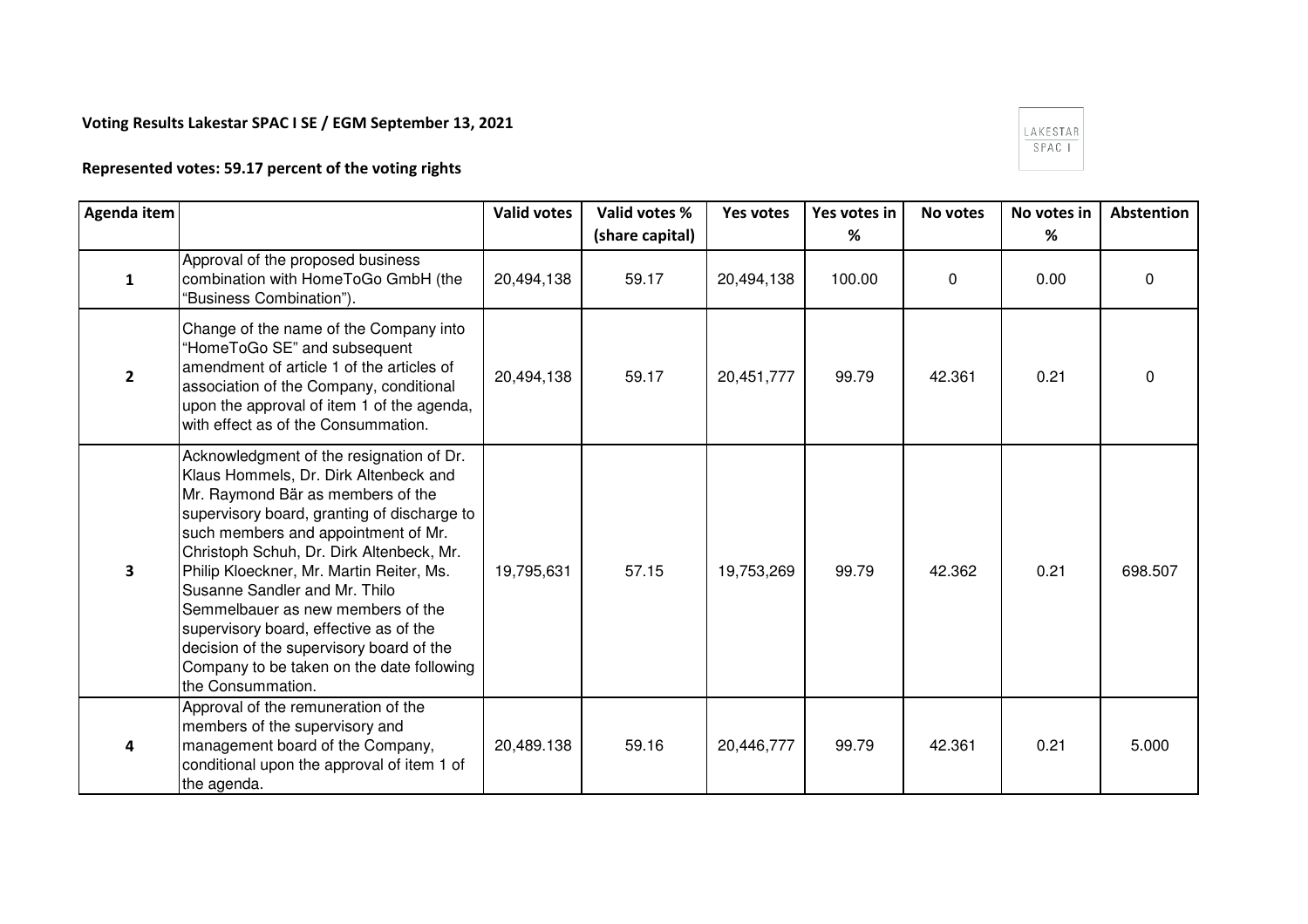**Voting Results Lakestar SPAC I SE / EGM September 13, 2021**

LAKESTAR SPAC I

**Represented votes: 59.17 percent of the voting rights**

| Agenda item | | Valid votes | Valid votes % (share capital) | Yes votes | Yes votes in % | No votes | No votes in % | Abstention |
|---|---|---|---|---|---|---|---|---|
| **1** | Approval of the proposed business combination with HomeToGo GmbH (the "Business Combination"). | 20,494,138 | 59.17 | 20,494,138 | 100.00 | 0 | 0.00 | 0 |
| **2** | Change of the name of the Company into "HomeToGo SE" and subsequent amendment of article 1 of the articles of association of the Company, conditional upon the approval of item 1 of the agenda, with effect as of the Consummation. | 20,494,138 | 59.17 | 20,451,777 | 99.79 | 42.361 | 0.21 | 0 |
| **3** | Acknowledgment of the resignation of Dr. Klaus Hommels, Dr. Dirk Altenbeck and Mr. Raymond Bär as members of the supervisory board, granting of discharge to such members and appointment of Mr. Christoph Schuh, Dr. Dirk Altenbeck, Mr. Philip Kloeckner, Mr. Martin Reiter, Ms. Susanne Sandler and Mr. Thilo Semmelbauer as new members of the supervisory board, effective as of the decision of the supervisory board of the Company to be taken on the date following the Consummation. | 19,795,631 | 57.15 | 19,753,269 | 99.79 | 42.362 | 0.21 | 698.507 |
| **4** | Approval of the remuneration of the members of the supervisory and management board of the Company, conditional upon the approval of item 1 of the agenda. | 20,489.138 | 59.16 | 20,446,777 | 99.79 | 42.361 | 0.21 | 5.000 |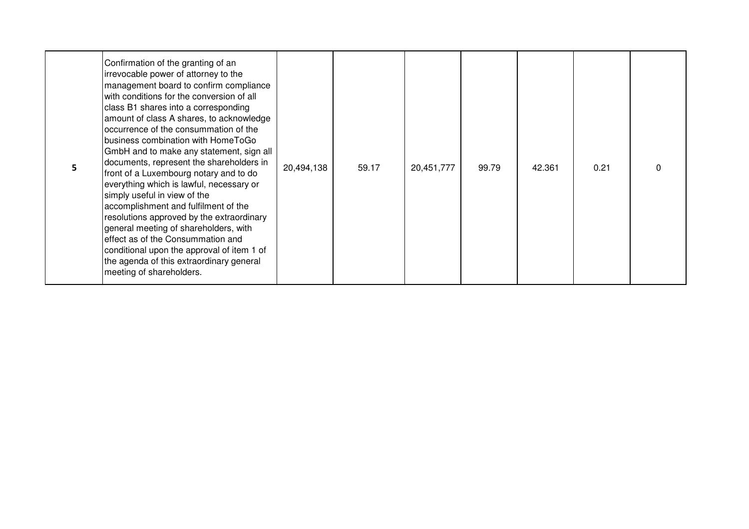| | | | | | | | | |
|---|---|---|---|---|---|---|---|---|
| **5** | Confirmation of the granting of an irrevocable power of attorney to the management board to confirm compliance with conditions for the conversion of all class B1 shares into a corresponding amount of class A shares, to acknowledge occurrence of the consummation of the business combination with HomeToGo GmbH and to make any statement, sign all documents, represent the shareholders in front of a Luxembourg notary and to do everything which is lawful, necessary or simply useful in view of the accomplishment and fulfilment of the resolutions approved by the extraordinary general meeting of shareholders, with effect as of the Consummation and conditional upon the approval of item 1 of the agenda of this extraordinary general meeting of shareholders. | 20,494,138 | 59.17 | 20,451,777 | 99.79 | 42.361 | 0.21 | 0 |